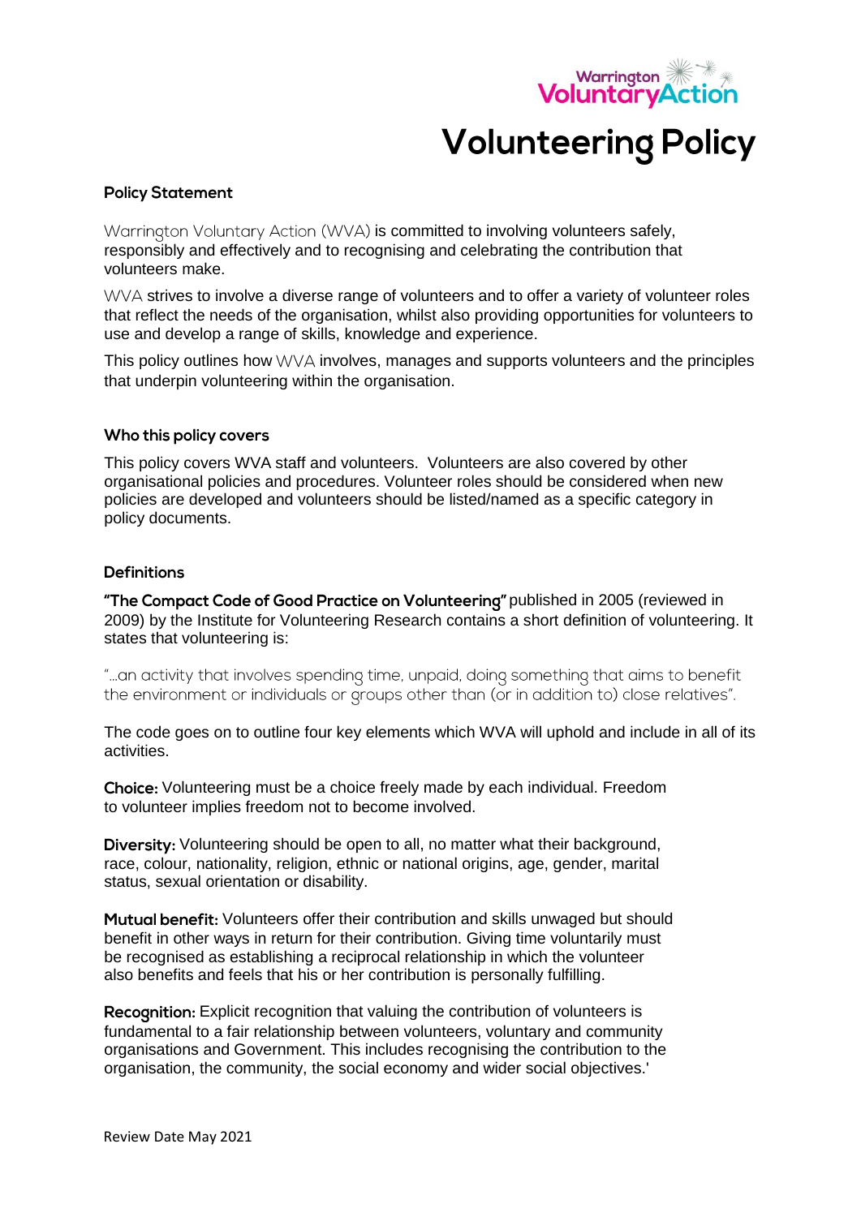# Volunteering Policy

## Policy Statement

Warrington Voluntary Action (WVA) is committed to involving volunteers safely, responsibly and effectively and to recognising and celebrating the contribution that volunteers make.

WVA strives to involve a diverse range of volunteers and to offer a variety of volunteer roles that reflect the needs of the organisation, whilst also providing opportunities for volunteers to use and develop a range of skills, knowledge and experience.

This policy outlines how WVA involves, manages and supports volunteers and the principles that underpin volunteering within the organisation.

## Who this policy covers

This policy covers WVA staff and volunteers. Volunteers are also covered by other organisational policies and procedures. Volunteer roles should be considered when new policies are developed and volunteers should be listed/named as a specific category in policy documents.

## Definitions

**"The Compact Code of Good Practice on Volunteering"** published in 2005 (reviewed in 2009) by the Institute for Volunteering Research contains a short definition of volunteering. It states that volunteering is:

"…an activity that involves spending time, unpaid, doing something that aims to benefit the environment or individuals or groups other than (or in addition to) close relatives".

The code goes on to outline four key elements which WVA will uphold and include in all of its activities.

**Choice:** Volunteering must be a choice freely made by each individual. Freedom to volunteer implies freedom not to become involved.

**Diversity:** Volunteering should be open to all, no matter what their background, race, colour, nationality, religion, ethnic or national origins, age, gender, marital status, sexual orientation or disability.

**Mutual benefit:** Volunteers offer their contribution and skills unwaged but should benefit in other ways in return for their contribution. Giving time voluntarily must be recognised as establishing a reciprocal relationship in which the volunteer also benefits and feels that his or her contribution is personally fulfilling.

**Recognition:** Explicit recognition that valuing the contribution of volunteers is fundamental to a fair relationship between volunteers, voluntary and community organisations and Government. This includes recognising the contribution to the organisation, the community, the social economy and wider social objectives.'

Review Date May 2021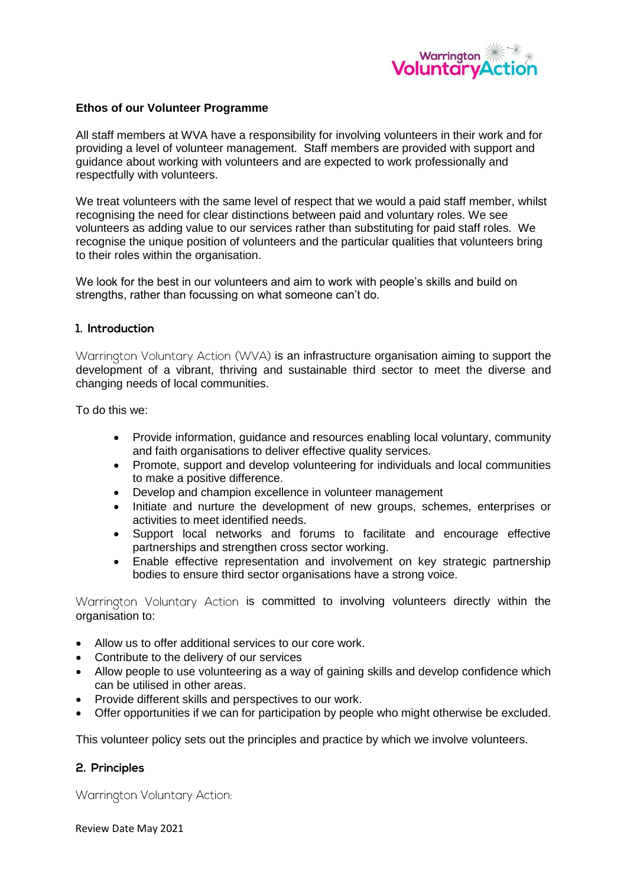**Ethos of our Volunteer Programme**

All staff members at WVA have a responsibility for involving volunteers in their work and for providing a level of volunteer management. Staff members are provided with support and guidance about working with volunteers and are expected to work professionally and respectfully with volunteers.

We treat volunteers with the same level of respect that we would a paid staff member, whilst recognising the need for clear distinctions between paid and voluntary roles. We see volunteers as adding value to our services rather than substituting for paid staff roles. We recognise the unique position of volunteers and the particular qualities that volunteers bring to their roles within the organisation.

We look for the best in our volunteers and aim to work with people's skills and build on strengths, rather than focussing on what someone can't do.

## 1. Introduction

Warrington Voluntary Action (WVA) is an infrastructure organisation aiming to support the development of a vibrant, thriving and sustainable third sector to meet the diverse and changing needs of local communities.

To do this we:

- Provide information, guidance and resources enabling local voluntary, community and faith organisations to deliver effective quality services.
- Promote, support and develop volunteering for individuals and local communities to make a positive difference.
- Develop and champion excellence in volunteer management
- Initiate and nurture the development of new groups, schemes, enterprises or activities to meet identified needs.
- Support local networks and forums to facilitate and encourage effective partnerships and strengthen cross sector working.
- Enable effective representation and involvement on key strategic partnership bodies to ensure third sector organisations have a strong voice.

Warrington Voluntary Action is committed to involving volunteers directly within the organisation to:

- Allow us to offer additional services to our core work.
- Contribute to the delivery of our services
- Allow people to use volunteering as a way of gaining skills and develop confidence which can be utilised in other areas.
- Provide different skills and perspectives to our work.
- Offer opportunities if we can for participation by people who might otherwise be excluded.

This volunteer policy sets out the principles and practice by which we involve volunteers.

## 2. Principles

Warrington Voluntary Action: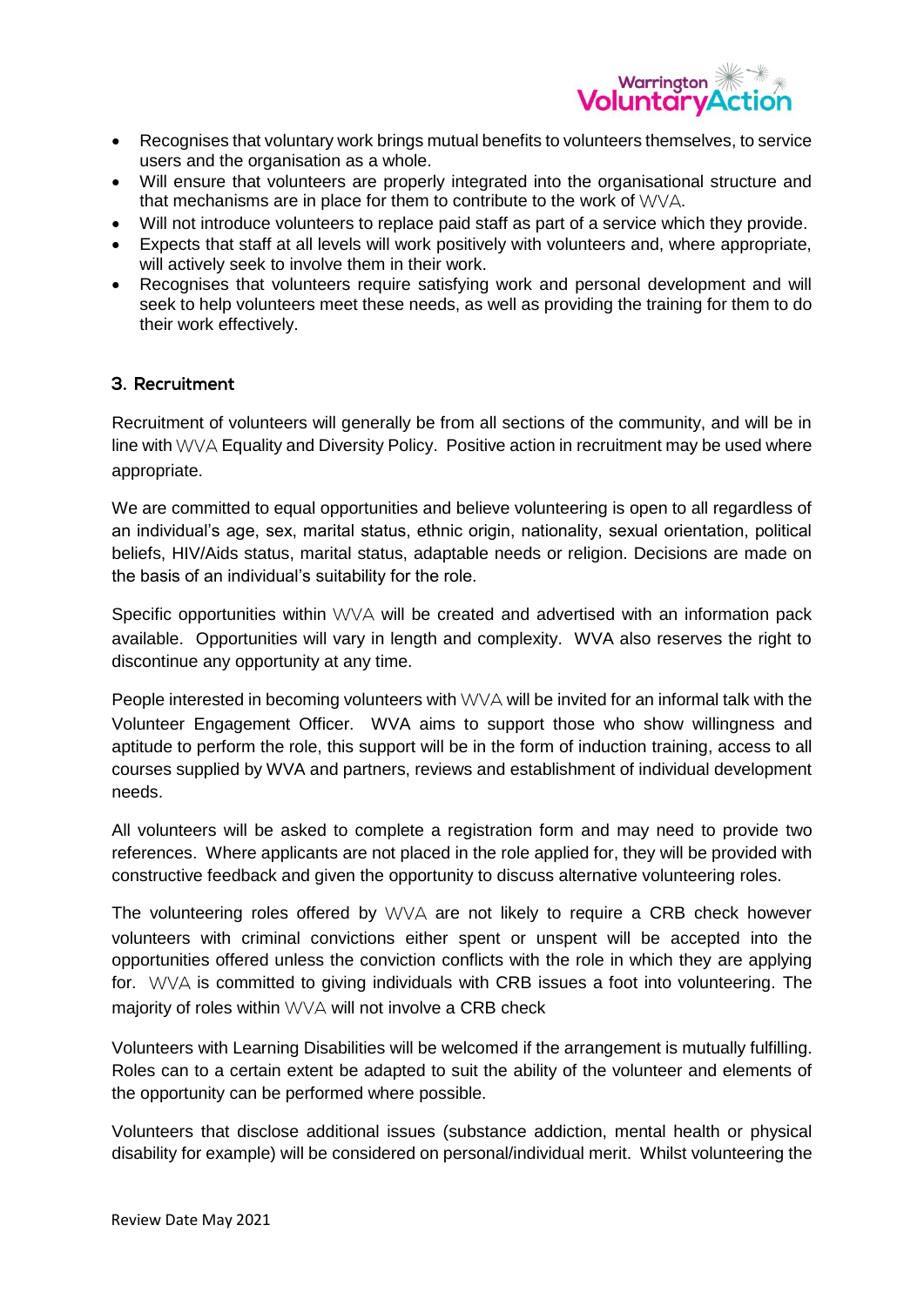- Recognises that voluntary work brings mutual benefits to volunteers themselves, to service users and the organisation as a whole.
- Will ensure that volunteers are properly integrated into the organisational structure and that mechanisms are in place for them to contribute to the work of WVA.
- Will not introduce volunteers to replace paid staff as part of a service which they provide.
- Expects that staff at all levels will work positively with volunteers and, where appropriate, will actively seek to involve them in their work.
- Recognises that volunteers require satisfying work and personal development and will seek to help volunteers meet these needs, as well as providing the training for them to do their work effectively.

## 3. Recruitment

Recruitment of volunteers will generally be from all sections of the community, and will be in line with WVA Equality and Diversity Policy. Positive action in recruitment may be used where appropriate.

We are committed to equal opportunities and believe volunteering is open to all regardless of an individual's age, sex, marital status, ethnic origin, nationality, sexual orientation, political beliefs, HIV/Aids status, marital status, adaptable needs or religion. Decisions are made on the basis of an individual's suitability for the role.

Specific opportunities within WVA will be created and advertised with an information pack available. Opportunities will vary in length and complexity. WVA also reserves the right to discontinue any opportunity at any time.

People interested in becoming volunteers with WVA will be invited for an informal talk with the Volunteer Engagement Officer. WVA aims to support those who show willingness and aptitude to perform the role, this support will be in the form of induction training, access to all courses supplied by WVA and partners, reviews and establishment of individual development needs.

All volunteers will be asked to complete a registration form and may need to provide two references. Where applicants are not placed in the role applied for, they will be provided with constructive feedback and given the opportunity to discuss alternative volunteering roles.

The volunteering roles offered by WVA are not likely to require a CRB check however volunteers with criminal convictions either spent or unspent will be accepted into the opportunities offered unless the conviction conflicts with the role in which they are applying for. WVA is committed to giving individuals with CRB issues a foot into volunteering. The majority of roles within WVA will not involve a CRB check

Volunteers with Learning Disabilities will be welcomed if the arrangement is mutually fulfilling. Roles can to a certain extent be adapted to suit the ability of the volunteer and elements of the opportunity can be performed where possible.

Volunteers that disclose additional issues (substance addiction, mental health or physical disability for example) will be considered on personal/individual merit. Whilst volunteering the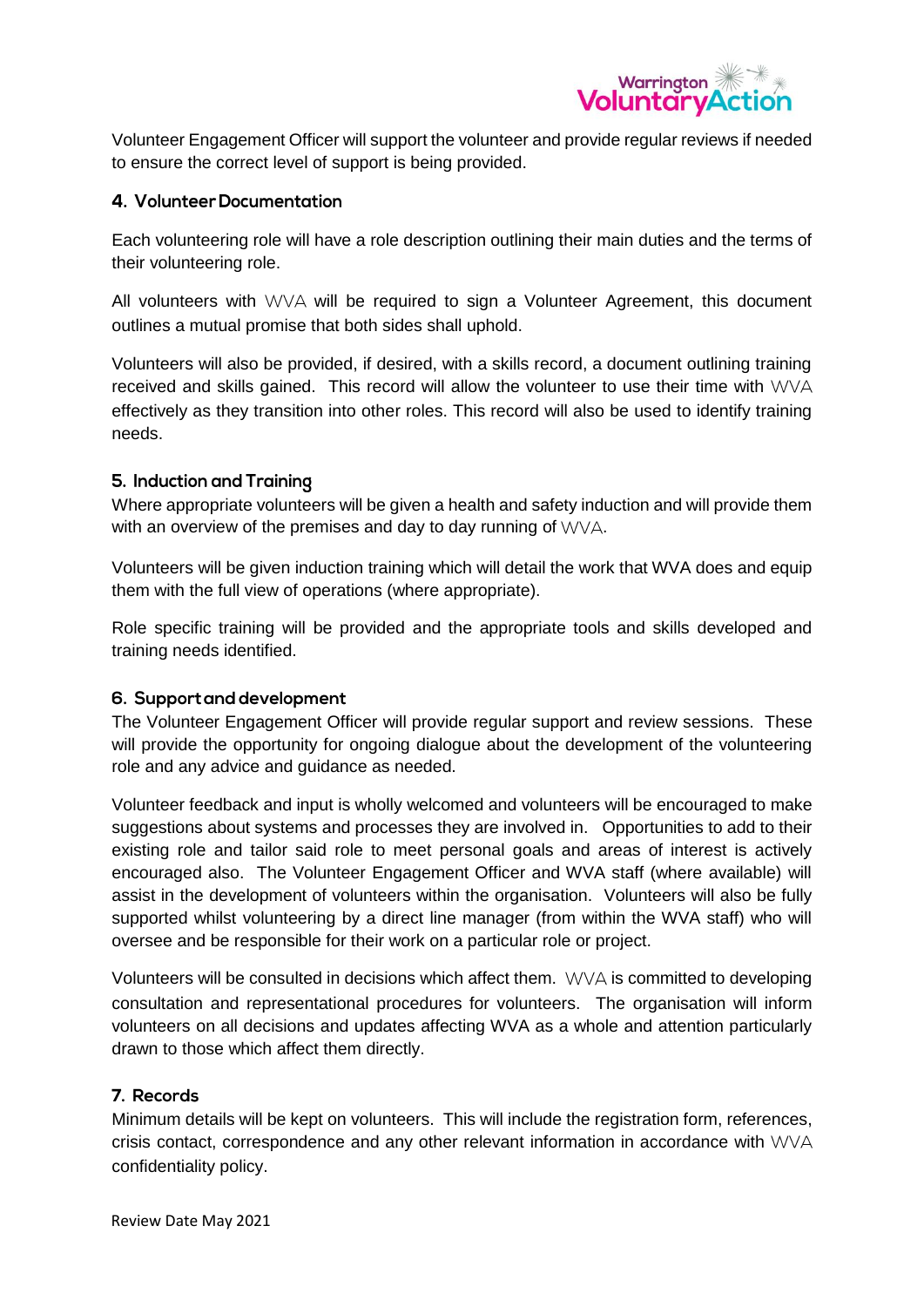Volunteer Engagement Officer will support the volunteer and provide regular reviews if needed to ensure the correct level of support is being provided.

## 4. Volunteer Documentation

Each volunteering role will have a role description outlining their main duties and the terms of their volunteering role.

All volunteers with WVA will be required to sign a Volunteer Agreement, this document outlines a mutual promise that both sides shall uphold.

Volunteers will also be provided, if desired, with a skills record, a document outlining training received and skills gained. This record will allow the volunteer to use their time with WVA effectively as they transition into other roles. This record will also be used to identify training needs.

## 5. Induction and Training

Where appropriate volunteers will be given a health and safety induction and will provide them with an overview of the premises and day to day running of WVA.

Volunteers will be given induction training which will detail the work that WVA does and equip them with the full view of operations (where appropriate).

Role specific training will be provided and the appropriate tools and skills developed and training needs identified.

## 6. Support and development

The Volunteer Engagement Officer will provide regular support and review sessions. These will provide the opportunity for ongoing dialogue about the development of the volunteering role and any advice and guidance as needed.

Volunteer feedback and input is wholly welcomed and volunteers will be encouraged to make suggestions about systems and processes they are involved in. Opportunities to add to their existing role and tailor said role to meet personal goals and areas of interest is actively encouraged also. The Volunteer Engagement Officer and WVA staff (where available) will assist in the development of volunteers within the organisation. Volunteers will also be fully supported whilst volunteering by a direct line manager (from within the WVA staff) who will oversee and be responsible for their work on a particular role or project.

Volunteers will be consulted in decisions which affect them. WVA is committed to developing consultation and representational procedures for volunteers. The organisation will inform volunteers on all decisions and updates affecting WVA as a whole and attention particularly drawn to those which affect them directly.

## 7. Records

Minimum details will be kept on volunteers. This will include the registration form, references, crisis contact, correspondence and any other relevant information in accordance with WVA confidentiality policy.

Review Date May 2021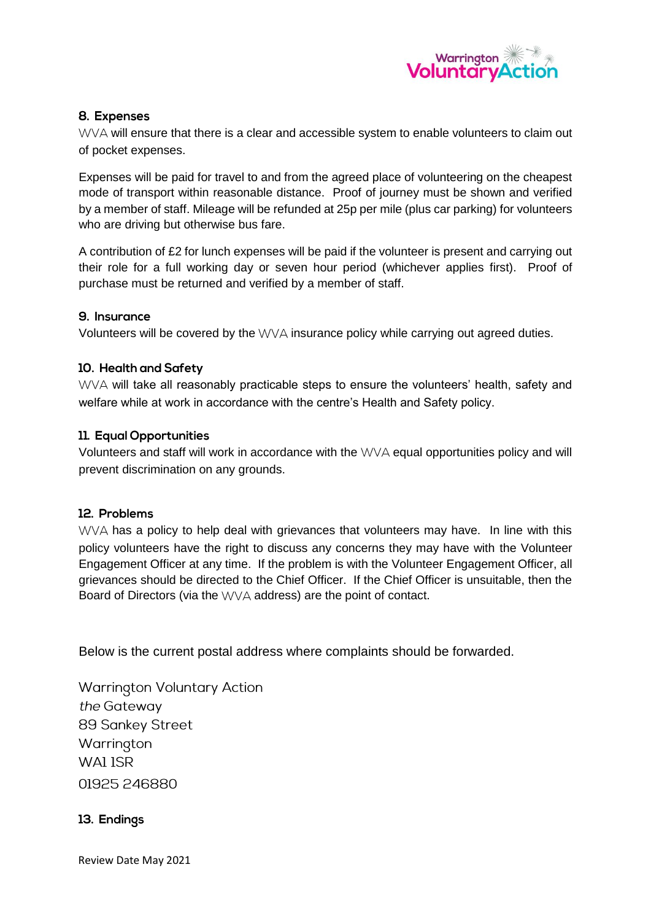## 8. Expenses

WVA will ensure that there is a clear and accessible system to enable volunteers to claim out of pocket expenses.

Expenses will be paid for travel to and from the agreed place of volunteering on the cheapest mode of transport within reasonable distance. Proof of journey must be shown and verified by a member of staff. Mileage will be refunded at 25p per mile (plus car parking) for volunteers who are driving but otherwise bus fare.

A contribution of £2 for lunch expenses will be paid if the volunteer is present and carrying out their role for a full working day or seven hour period (whichever applies first). Proof of purchase must be returned and verified by a member of staff.

## 9. Insurance

Volunteers will be covered by the WVA insurance policy while carrying out agreed duties.

## 10. Health and Safety

WVA will take all reasonably practicable steps to ensure the volunteers' health, safety and welfare while at work in accordance with the centre's Health and Safety policy.

## 11. Equal Opportunities

Volunteers and staff will work in accordance with the WVA equal opportunities policy and will prevent discrimination on any grounds.

## 12. Problems

WVA has a policy to help deal with grievances that volunteers may have. In line with this policy volunteers have the right to discuss any concerns they may have with the Volunteer Engagement Officer at any time. If the problem is with the Volunteer Engagement Officer, all grievances should be directed to the Chief Officer. If the Chief Officer is unsuitable, then the Board of Directors (via the WVA address) are the point of contact.

Below is the current postal address where complaints should be forwarded.

Warrington Voluntary Action
*the* Gateway
89 Sankey Street
Warrington
WA1 1SR
01925 246880

## 13. Endings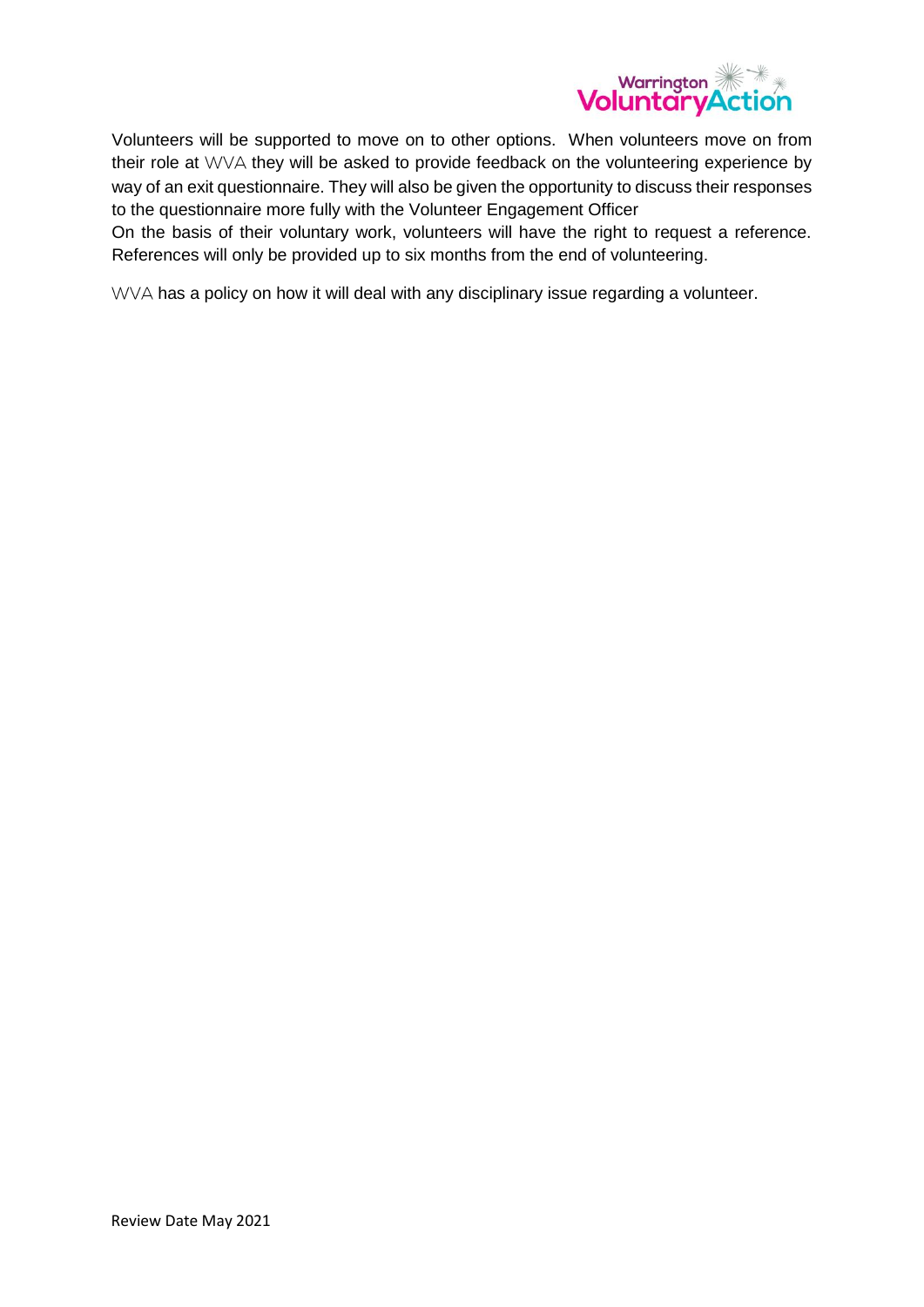Volunteers will be supported to move on to other options. When volunteers move on from their role at WVA they will be asked to provide feedback on the volunteering experience by way of an exit questionnaire. They will also be given the opportunity to discuss their responses to the questionnaire more fully with the Volunteer Engagement Officer

On the basis of their voluntary work, volunteers will have the right to request a reference. References will only be provided up to six months from the end of volunteering.

WVA has a policy on how it will deal with any disciplinary issue regarding a volunteer.